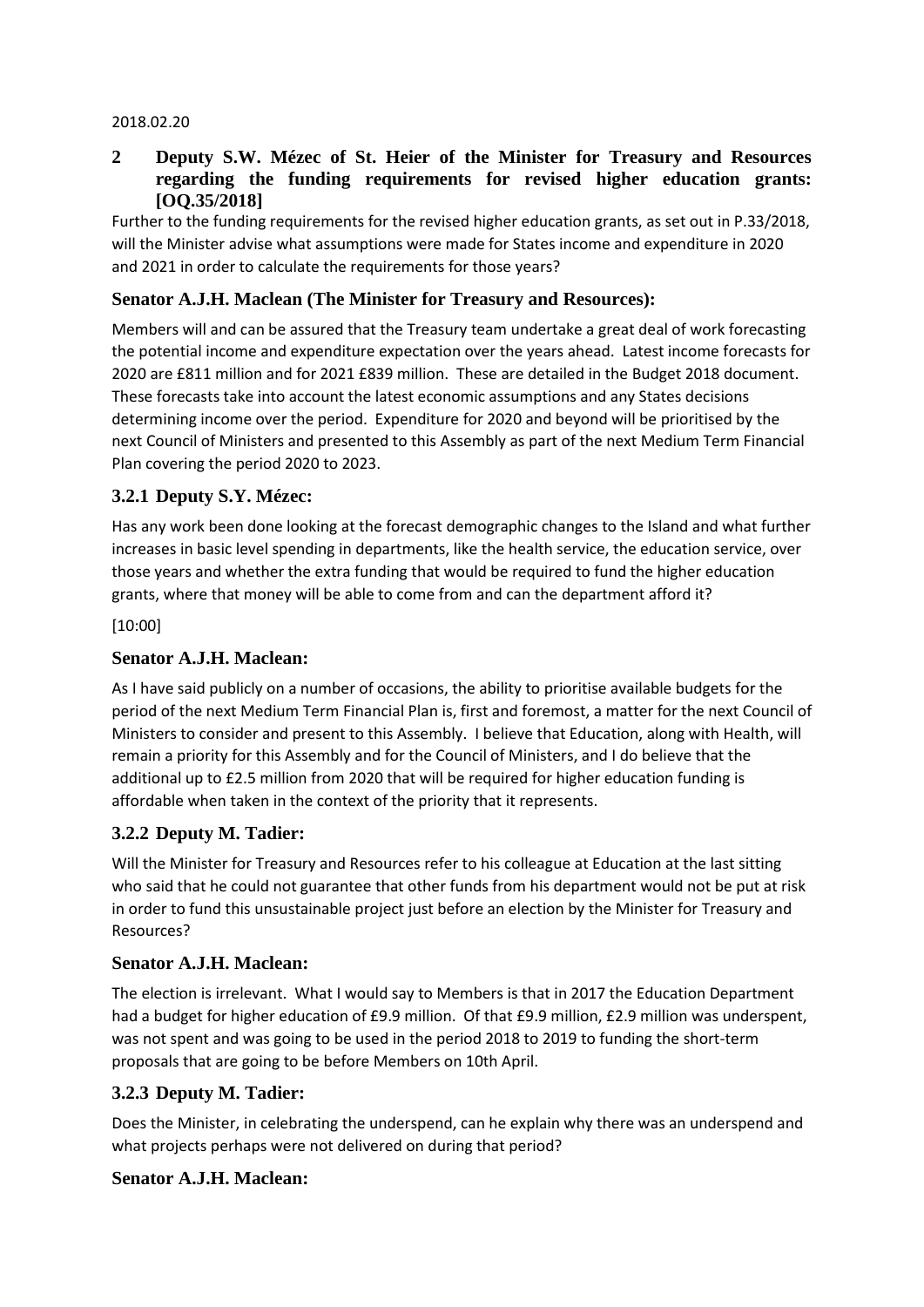2018.02.20

## 2 Deputy S.W. Mézec of St. Heier of the Minister for Treasury and Resources regarding the funding requirements for revised higher education grants: [OQ.35/2018]

Further to the funding requirements for the revised higher education grants, as set out in P.33/2018, will the Minister advise what assumptions were made for States income and expenditure in 2020 and 2021 in order to calculate the requirements for those years?

### Senator A.J.H. Maclean (The Minister for Treasury and Resources):

Members will and can be assured that the Treasury team undertake a great deal of work forecasting the potential income and expenditure expectation over the years ahead. Latest income forecasts for 2020 are £811 million and for 2021 £839 million. These are detailed in the Budget 2018 document. These forecasts take into account the latest economic assumptions and any States decisions determining income over the period. Expenditure for 2020 and beyond will be prioritised by the next Council of Ministers and presented to this Assembly as part of the next Medium Term Financial Plan covering the period 2020 to 2023.

### 3.2.1 Deputy S.Y. Mézec:

Has any work been done looking at the forecast demographic changes to the Island and what further increases in basic level spending in departments, like the health service, the education service, over those years and whether the extra funding that would be required to fund the higher education grants, where that money will be able to come from and can the department afford it?

[10:00]

### Senator A.J.H. Maclean:

As I have said publicly on a number of occasions, the ability to prioritise available budgets for the period of the next Medium Term Financial Plan is, first and foremost, a matter for the next Council of Ministers to consider and present to this Assembly. I believe that Education, along with Health, will remain a priority for this Assembly and for the Council of Ministers, and I do believe that the additional up to £2.5 million from 2020 that will be required for higher education funding is affordable when taken in the context of the priority that it represents.

### 3.2.2 Deputy M. Tadier:

Will the Minister for Treasury and Resources refer to his colleague at Education at the last sitting who said that he could not guarantee that other funds from his department would not be put at risk in order to fund this unsustainable project just before an election by the Minister for Treasury and Resources?

### Senator A.J.H. Maclean:

The election is irrelevant. What I would say to Members is that in 2017 the Education Department had a budget for higher education of £9.9 million. Of that £9.9 million, £2.9 million was underspent, was not spent and was going to be used in the period 2018 to 2019 to funding the short-term proposals that are going to be before Members on 10th April.

### 3.2.3 Deputy M. Tadier:

Does the Minister, in celebrating the underspend, can he explain why there was an underspend and what projects perhaps were not delivered on during that period?

### Senator A.J.H. Maclean: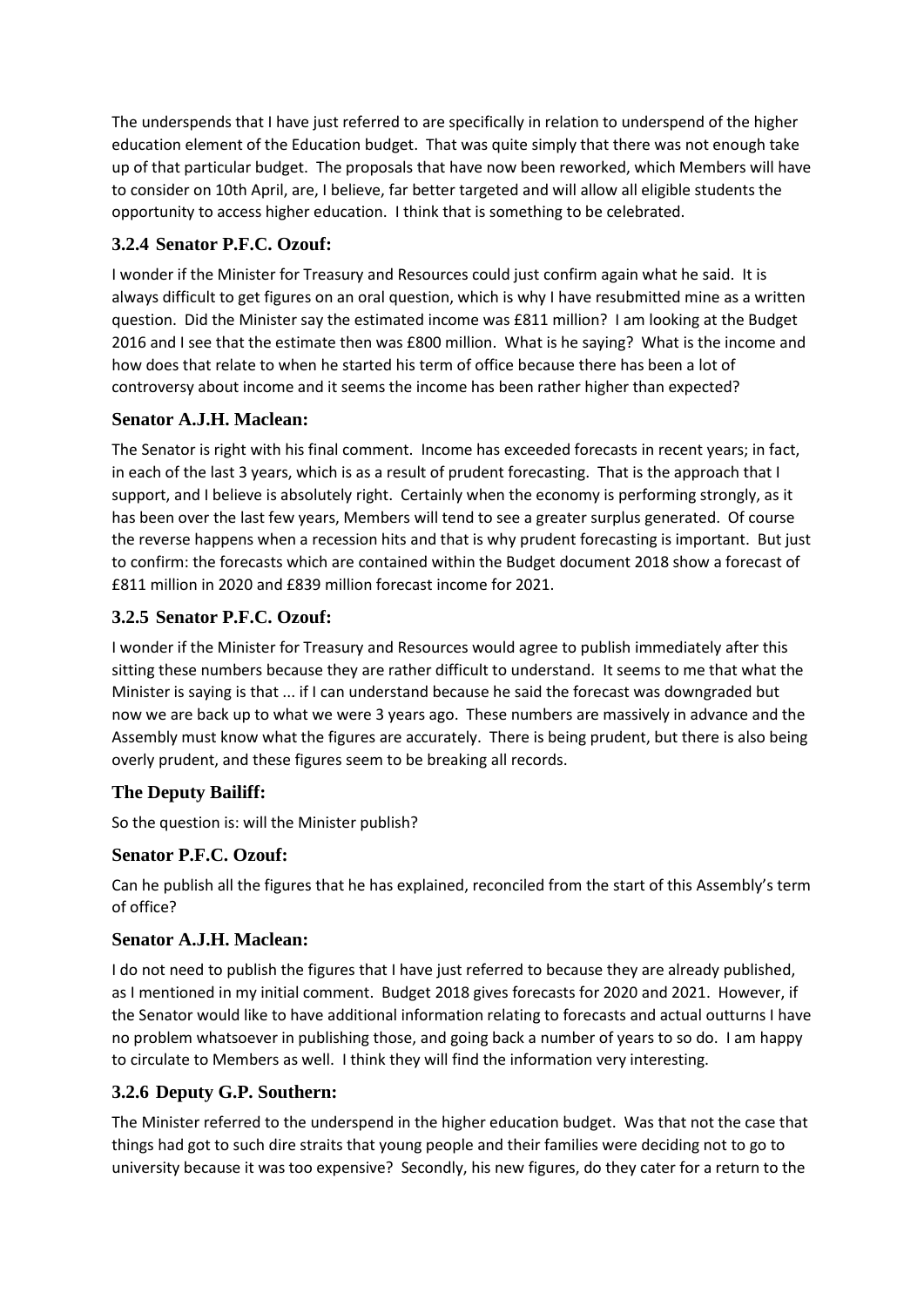The underspends that I have just referred to are specifically in relation to underspend of the higher education element of the Education budget. That was quite simply that there was not enough take up of that particular budget. The proposals that have now been reworked, which Members will have to consider on 10th April, are, I believe, far better targeted and will allow all eligible students the opportunity to access higher education. I think that is something to be celebrated.

### 3.2.4 Senator P.F.C. Ozouf:

I wonder if the Minister for Treasury and Resources could just confirm again what he said. It is always difficult to get figures on an oral question, which is why I have resubmitted mine as a written question. Did the Minister say the estimated income was £811 million? I am looking at the Budget 2016 and I see that the estimate then was £800 million. What is he saying? What is the income and how does that relate to when he started his term of office because there has been a lot of controversy about income and it seems the income has been rather higher than expected?

### Senator A.J.H. Maclean:

The Senator is right with his final comment. Income has exceeded forecasts in recent years; in fact, in each of the last 3 years, which is as a result of prudent forecasting. That is the approach that I support, and I believe is absolutely right. Certainly when the economy is performing strongly, as it has been over the last few years, Members will tend to see a greater surplus generated. Of course the reverse happens when a recession hits and that is why prudent forecasting is important. But just to confirm: the forecasts which are contained within the Budget document 2018 show a forecast of £811 million in 2020 and £839 million forecast income for 2021.

### 3.2.5 Senator P.F.C. Ozouf:

I wonder if the Minister for Treasury and Resources would agree to publish immediately after this sitting these numbers because they are rather difficult to understand. It seems to me that what the Minister is saying is that ... if I can understand because he said the forecast was downgraded but now we are back up to what we were 3 years ago. These numbers are massively in advance and the Assembly must know what the figures are accurately. There is being prudent, but there is also being overly prudent, and these figures seem to be breaking all records.

### The Deputy Bailiff:

So the question is: will the Minister publish?

### Senator P.F.C. Ozouf:

Can he publish all the figures that he has explained, reconciled from the start of this Assembly's term of office?

### Senator A.J.H. Maclean:

I do not need to publish the figures that I have just referred to because they are already published, as I mentioned in my initial comment. Budget 2018 gives forecasts for 2020 and 2021. However, if the Senator would like to have additional information relating to forecasts and actual outturns I have no problem whatsoever in publishing those, and going back a number of years to so do. I am happy to circulate to Members as well. I think they will find the information very interesting.

### 3.2.6 Deputy G.P. Southern:

The Minister referred to the underspend in the higher education budget. Was that not the case that things had got to such dire straits that young people and their families were deciding not to go to university because it was too expensive? Secondly, his new figures, do they cater for a return to the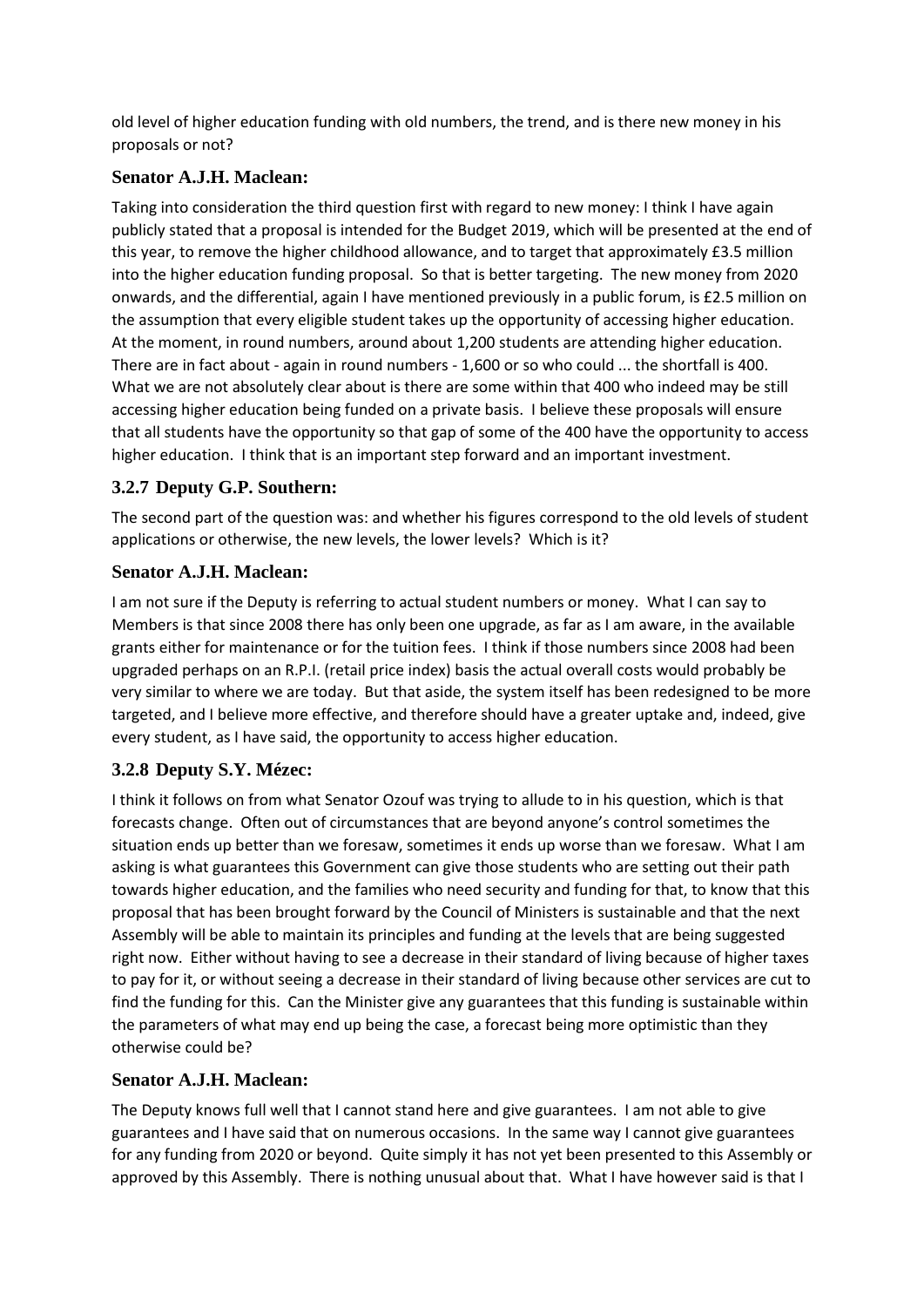old level of higher education funding with old numbers, the trend, and is there new money in his proposals or not?

### Senator A.J.H. Maclean:

Taking into consideration the third question first with regard to new money: I think I have again publicly stated that a proposal is intended for the Budget 2019, which will be presented at the end of this year, to remove the higher childhood allowance, and to target that approximately £3.5 million into the higher education funding proposal. So that is better targeting. The new money from 2020 onwards, and the differential, again I have mentioned previously in a public forum, is £2.5 million on the assumption that every eligible student takes up the opportunity of accessing higher education. At the moment, in round numbers, around about 1,200 students are attending higher education. There are in fact about - again in round numbers - 1,600 or so who could ... the shortfall is 400. What we are not absolutely clear about is there are some within that 400 who indeed may be still accessing higher education being funded on a private basis. I believe these proposals will ensure that all students have the opportunity so that gap of some of the 400 have the opportunity to access higher education. I think that is an important step forward and an important investment.

### 3.2.7 Deputy G.P. Southern:

The second part of the question was: and whether his figures correspond to the old levels of student applications or otherwise, the new levels, the lower levels? Which is it?

### Senator A.J.H. Maclean:

I am not sure if the Deputy is referring to actual student numbers or money. What I can say to Members is that since 2008 there has only been one upgrade, as far as I am aware, in the available grants either for maintenance or for the tuition fees. I think if those numbers since 2008 had been upgraded perhaps on an R.P.I. (retail price index) basis the actual overall costs would probably be very similar to where we are today. But that aside, the system itself has been redesigned to be more targeted, and I believe more effective, and therefore should have a greater uptake and, indeed, give every student, as I have said, the opportunity to access higher education.

### 3.2.8 Deputy S.Y. Mézec:

I think it follows on from what Senator Ozouf was trying to allude to in his question, which is that forecasts change. Often out of circumstances that are beyond anyone's control sometimes the situation ends up better than we foresaw, sometimes it ends up worse than we foresaw. What I am asking is what guarantees this Government can give those students who are setting out their path towards higher education, and the families who need security and funding for that, to know that this proposal that has been brought forward by the Council of Ministers is sustainable and that the next Assembly will be able to maintain its principles and funding at the levels that are being suggested right now. Either without having to see a decrease in their standard of living because of higher taxes to pay for it, or without seeing a decrease in their standard of living because other services are cut to find the funding for this. Can the Minister give any guarantees that this funding is sustainable within the parameters of what may end up being the case, a forecast being more optimistic than they otherwise could be?

### Senator A.J.H. Maclean:

The Deputy knows full well that I cannot stand here and give guarantees. I am not able to give guarantees and I have said that on numerous occasions. In the same way I cannot give guarantees for any funding from 2020 or beyond. Quite simply it has not yet been presented to this Assembly or approved by this Assembly. There is nothing unusual about that. What I have however said is that I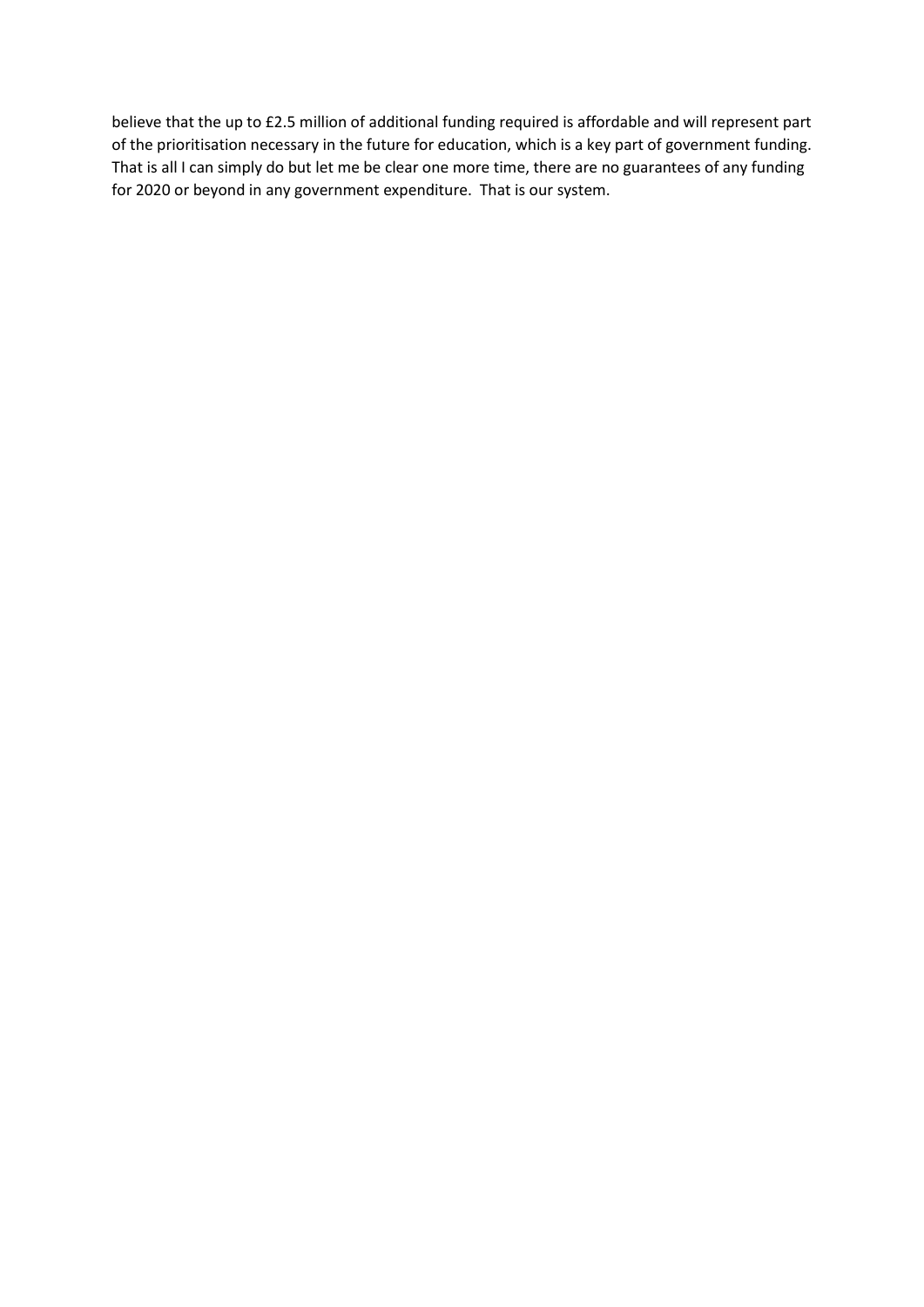believe that the up to £2.5 million of additional funding required is affordable and will represent part of the prioritisation necessary in the future for education, which is a key part of government funding. That is all I can simply do but let me be clear one more time, there are no guarantees of any funding for 2020 or beyond in any government expenditure. That is our system.